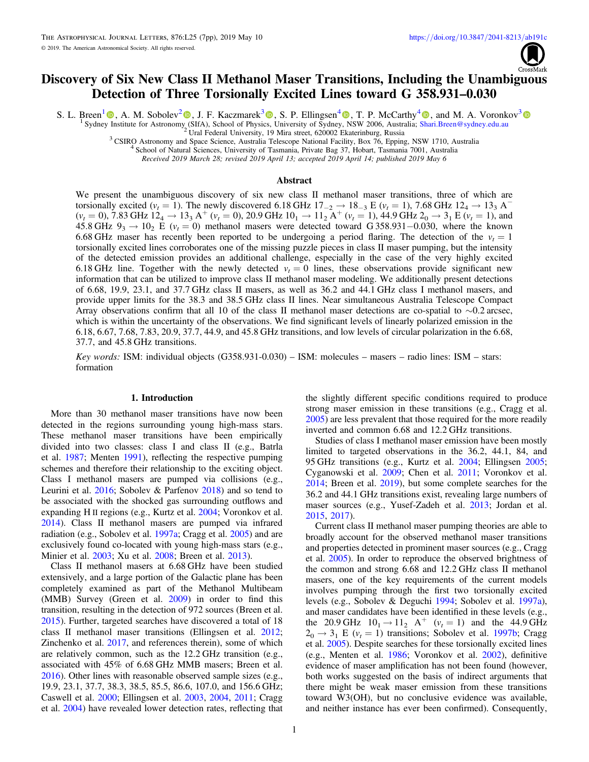# Discovery of Six New Class II Methanol Maser Transitions, Including the Unambiguous Detection of Three Torsionally Excited Lines toward G 358.931–0.030

S. L. Breen[1], A. M. Sobolev[2], J. F. Kaczmarek[3], S. P. Ellingsen[4], T. P. McCarthy[4], and M. A. Voronkov[3]

[1] Sydney Institute for Astronomy (SIfA), School of Physics, University of Sydney, NSW 2006, Australia; Shari.Breen@sydney.edu.au
[2] Ural Federal University, 19 Mira street, 620002 Ekaterinburg, Russia
[3] CSIRO Astronomy and Space Science, Australia Telescope National Facility, Box 76, Epping, NSW 1710, Australia
[4] School of Natural Sciences, University of Tasmania, Private Bag 37, Hobart, Tasmania 7001, Australia

*Received 2019 March 28; revised 2019 April 13; accepted 2019 April 14; published 2019 May 6*

## Abstract

We present the unambiguous discovery of six new class II methanol maser transitions, three of which are torsionally excited ($v_t = 1$). The newly discovered 6.18 GHz $17_{-2} \rightarrow 18_{-3}$ E ($v_t = 1$), 7.68 GHz $12_4 \rightarrow 13_3$ A$^-$ ($v_t = 0$), 7.83 GHz $12_4 \rightarrow 13_3$ A$^+$ ($v_t = 0$), 20.9 GHz $10_1 \rightarrow 11_2$ A$^+$ ($v_t = 1$), 44.9 GHz $2_0 \rightarrow 3_1$ E ($v_t = 1$), and 45.8 GHz $9_3 \rightarrow 10_2$ E ($v_t = 0$) methanol masers were detected toward G 358.931−0.030, where the known 6.68 GHz maser has recently been reported to be undergoing a period flaring. The detection of the $v_t = 1$ torsionally excited lines corroborates one of the missing puzzle pieces in class II maser pumping, but the intensity of the detected emission provides an additional challenge, especially in the case of the very highly excited 6.18 GHz line. Together with the newly detected $v_t = 0$ lines, these observations provide significant new information that can be utilized to improve class II methanol maser modeling. We additionally present detections of 6.68, 19.9, 23.1, and 37.7 GHz class II masers, as well as 36.2 and 44.1 GHz class I methanol masers, and provide upper limits for the 38.3 and 38.5 GHz class II lines. Near simultaneous Australia Telescope Compact Array observations confirm that all 10 of the class II methanol maser detections are co-spatial to ∼0.2 arcsec, which is within the uncertainty of the observations. We find significant levels of linearly polarized emission in the 6.18, 6.67, 7.68, 7.83, 20.9, 37.7, 44.9, and 45.8 GHz transitions, and low levels of circular polarization in the 6.68, 37.7, and 45.8 GHz transitions.

*Key words:* ISM: individual objects (G358.931-0.030) – ISM: molecules – masers – radio lines: ISM – stars: formation

## 1. Introduction

More than 30 methanol maser transitions have now been detected in the regions surrounding young high-mass stars. These methanol maser transitions have been empirically divided into two classes: class I and class II (e.g., Batrla et al. 1987; Menten 1991), reflecting the respective pumping schemes and therefore their relationship to the exciting object. Class I methanol masers are pumped via collisions (e.g., Leurini et al. 2016; Sobolev & Parfenov 2018) and so tend to be associated with the shocked gas surrounding outflows and expanding H II regions (e.g., Kurtz et al. 2004; Voronkov et al. 2014). Class II methanol masers are pumped via infrared radiation (e.g., Sobolev et al. 1997a; Cragg et al. 2005) and are exclusively found co-located with young high-mass stars (e.g., Minier et al. 2003; Xu et al. 2008; Breen et al. 2013).

Class II methanol masers at 6.68 GHz have been studied extensively, and a large portion of the Galactic plane has been completely examined as part of the Methanol Multibeam (MMB) Survey (Green et al. 2009) in order to find this transition, resulting in the detection of 972 sources (Breen et al. 2015). Further, targeted searches have discovered a total of 18 class II methanol maser transitions (Ellingsen et al. 2012; Zinchenko et al. 2017, and references therein), some of which are relatively common, such as the 12.2 GHz transition (e.g., associated with 45% of 6.68 GHz MMB masers; Breen et al. 2016). Other lines with reasonable observed sample sizes (e.g., 19.9, 23.1, 37.7, 38.3, 38.5, 85.5, 86.6, 107.0, and 156.6 GHz; Caswell et al. 2000; Ellingsen et al. 2003, 2004, 2011; Cragg et al. 2004) have revealed lower detection rates, reflecting that the slightly different specific conditions required to produce strong maser emission in these transitions (e.g., Cragg et al. 2005) are less prevalent that those required for the more readily inverted and common 6.68 and 12.2 GHz transitions.

Studies of class I methanol maser emission have been mostly limited to targeted observations in the 36.2, 44.1, 84, and 95 GHz transitions (e.g., Kurtz et al. 2004; Ellingsen 2005; Cyganowski et al. 2009; Chen et al. 2011; Voronkov et al. 2014; Breen et al. 2019), but some complete searches for the 36.2 and 44.1 GHz transitions exist, revealing large numbers of maser sources (e.g., Yusef-Zadeh et al. 2013; Jordan et al. 2015, 2017).

Current class II methanol maser pumping theories are able to broadly account for the observed methanol maser transitions and properties detected in prominent maser sources (e.g., Cragg et al. 2005). In order to reproduce the observed brightness of the common and strong 6.68 and 12.2 GHz class II methanol masers, one of the key requirements of the current models involves pumping through the first two torsionally excited levels (e.g., Sobolev & Deguchi 1994; Sobolev et al. 1997a), and maser candidates have been identified in these levels (e.g., the 20.9 GHz $10_1 \rightarrow 11_2$ A$^+$ ($v_t = 1$) and the 44.9 GHz $2_0 \rightarrow 3_1$ E ($v_t = 1$) transitions; Sobolev et al. 1997b; Cragg et al. 2005). Despite searches for these torsionally excited lines (e.g., Menten et al. 1986; Voronkov et al. 2002), definitive evidence of maser amplification has not been found (however, both works suggested on the basis of indirect arguments that there might be weak maser emission from these transitions toward W3(OH), but no conclusive evidence was available, and neither instance has ever been confirmed). Consequently,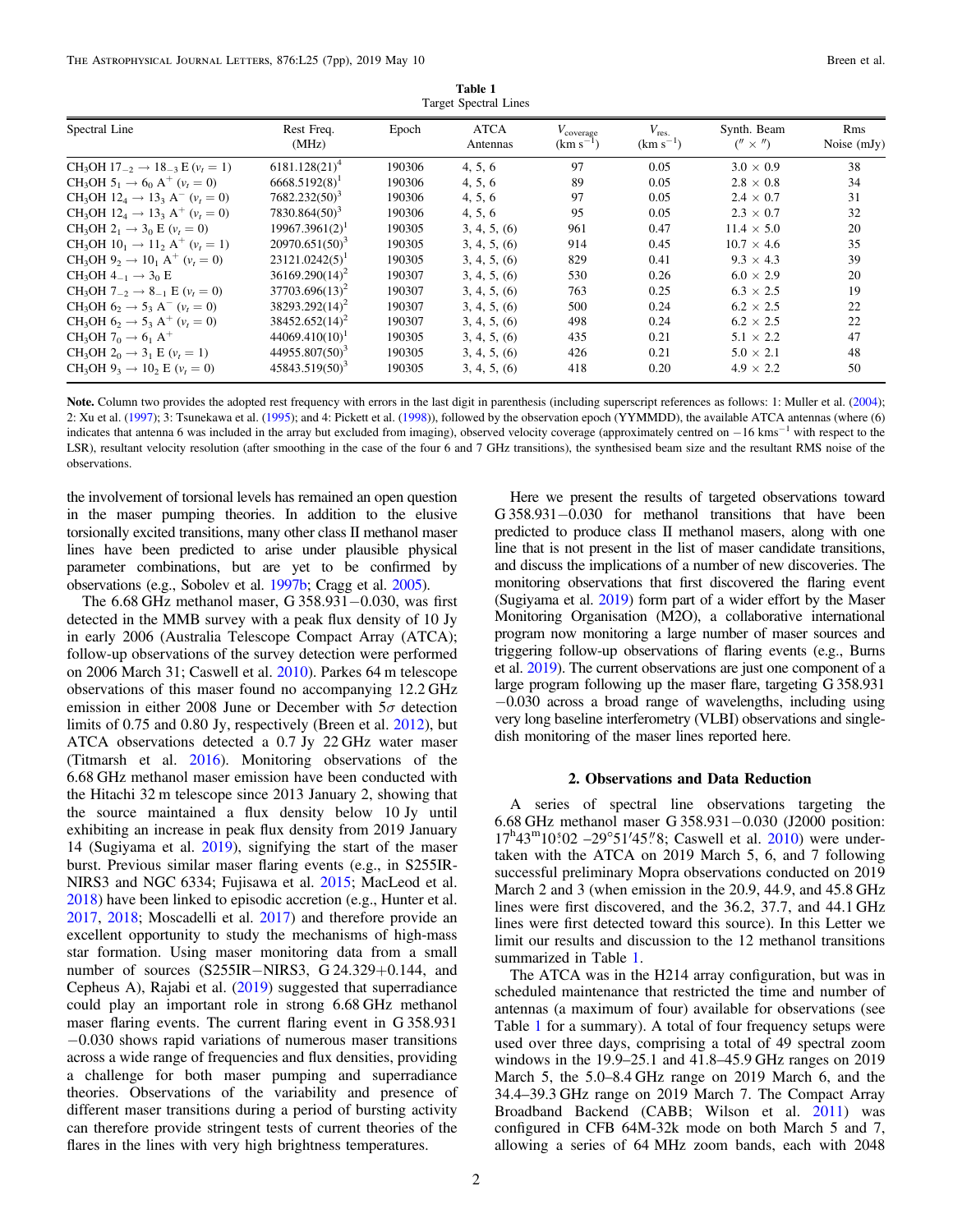**Table 1**
Target Spectral Lines

| Spectral Line | Rest Freq. (MHz) | Epoch | ATCA Antennas | $V_{\rm coverage}$ (km s$^{-1}$) | $V_{\rm res.}$ (km s$^{-1}$) | Synth. Beam ($'' \times ''$) | Rms Noise (mJy) |
|---|---|---|---|---|---|---|---|
| $CH_3OH$ $17_{-2} \rightarrow 18_{-3}$ E ($v_t = 1$) | 6181.128(21)[4] | 190306 | 4, 5, 6 | 97 | 0.05 | 3.0 × 0.9 | 38 |
| $CH_3OH$ $5_1 \rightarrow 6_0$ A$^+$ ($v_t = 0$) | 6668.5192(8)[1] | 190306 | 4, 5, 6 | 89 | 0.05 | 2.8 × 0.8 | 34 |
| $CH_3OH$ $12_4 \rightarrow 13_3$ A$^-$ ($v_t = 0$) | 7682.232(50)[3] | 190306 | 4, 5, 6 | 97 | 0.05 | 2.4 × 0.7 | 31 |
| $CH_3OH$ $12_4 \rightarrow 13_3$ A$^+$ ($v_t = 0$) | 7830.864(50)[3] | 190306 | 4, 5, 6 | 95 | 0.05 | 2.3 × 0.7 | 32 |
| $CH_3OH$ $2_1 \rightarrow 3_0$ E ($v_t = 0$) | 19967.3961(2)[1] | 190305 | 3, 4, 5, (6) | 961 | 0.47 | 11.4 × 5.0 | 20 |
| $CH_3OH$ $10_1 \rightarrow 11_2$ A$^+$ ($v_t = 1$) | 20970.651(50)[3] | 190305 | 3, 4, 5, (6) | 914 | 0.45 | 10.7 × 4.6 | 35 |
| $CH_3OH$ $9_2 \rightarrow 10_1$ A$^+$ ($v_t = 0$) | 23121.0242(5)[1] | 190305 | 3, 4, 5, (6) | 829 | 0.41 | 9.3 × 4.3 | 39 |
| $CH_3OH$ $4_{-1} \rightarrow 3_0$ E | 36169.290(14)[2] | 190307 | 3, 4, 5, (6) | 530 | 0.26 | 6.0 × 2.9 | 20 |
| $CH_3OH$ $7_{-2} \rightarrow 8_{-1}$ E ($v_t = 0$) | 37703.696(13)[2] | 190307 | 3, 4, 5, (6) | 763 | 0.25 | 6.3 × 2.5 | 19 |
| $CH_3OH$ $6_2 \rightarrow 5_3$ A$^-$ ($v_t = 0$) | 38293.292(14)[2] | 190307 | 3, 4, 5, (6) | 500 | 0.24 | 6.2 × 2.5 | 22 |
| $CH_3OH$ $6_2 \rightarrow 5_3$ A$^+$ ($v_t = 0$) | 38452.652(14)[2] | 190307 | 3, 4, 5, (6) | 498 | 0.24 | 6.2 × 2.5 | 22 |
| $CH_3OH$ $7_0 \rightarrow 6_1$ A$^+$ | 44069.410(10)[1] | 190305 | 3, 4, 5, (6) | 435 | 0.21 | 5.1 × 2.2 | 47 |
| $CH_3OH$ $2_0 \rightarrow 3_1$ E ($v_t = 1$) | 44955.807(50)[3] | 190305 | 3, 4, 5, (6) | 426 | 0.21 | 5.0 × 2.1 | 48 |
| $CH_3OH$ $9_3 \rightarrow 10_2$ E ($v_t = 0$) | 45843.519(50)[3] | 190305 | 3, 4, 5, (6) | 418 | 0.20 | 4.9 × 2.2 | 50 |

**Note.** Column two provides the adopted rest frequency with errors in the last digit in parenthesis (including superscript references as follows: 1: Muller et al. (2004); 2: Xu et al. (1997); 3: Tsunekawa et al. (1995); and 4: Pickett et al. (1998)), followed by the observation epoch (YYMMDD), the available ATCA antennas (where (6) indicates that antenna 6 was included in the array but excluded from imaging), observed velocity coverage (approximately centred on −16 kms$^{-1}$ with respect to the LSR), resultant velocity resolution (after smoothing in the case of the four 6 and 7 GHz transitions), the synthesised beam size and the resultant RMS noise of the observations.

the involvement of torsional levels has remained an open question in the maser pumping theories. In addition to the elusive torsionally excited transitions, many other class II methanol maser lines have been predicted to arise under plausible physical parameter combinations, but are yet to be confirmed by observations (e.g., Sobolev et al. 1997b; Cragg et al. 2005).

The 6.68 GHz methanol maser, G 358.931−0.030, was first detected in the MMB survey with a peak flux density of 10 Jy in early 2006 (Australia Telescope Compact Array (ATCA); follow-up observations of the survey detection were performed on 2006 March 31; Caswell et al. 2010). Parkes 64 m telescope observations of this maser found no accompanying 12.2 GHz emission in either 2008 June or December with 5$\sigma$ detection limits of 0.75 and 0.80 Jy, respectively (Breen et al. 2012), but ATCA observations detected a 0.7 Jy 22 GHz water maser (Titmarsh et al. 2016). Monitoring observations of the 6.68 GHz methanol maser emission have been conducted with the Hitachi 32 m telescope since 2013 January 2, showing that the source maintained a flux density below 10 Jy until exhibiting an increase in peak flux density from 2019 January 14 (Sugiyama et al. 2019), signifying the start of the maser burst. Previous similar maser flaring events (e.g., in S255IR-NIRS3 and NGC 6334; Fujisawa et al. 2015; MacLeod et al. 2018) have been linked to episodic accretion (e.g., Hunter et al. 2017, 2018; Moscadelli et al. 2017) and therefore provide an excellent opportunity to study the mechanisms of high-mass star formation. Using maser monitoring data from a small number of sources (S255IR−NIRS3, G 24.329+0.144, and Cepheus A), Rajabi et al. (2019) suggested that superradiance could play an important role in strong 6.68 GHz methanol maser flaring events. The current flaring event in G 358.931 −0.030 shows rapid variations of numerous maser transitions across a wide range of frequencies and flux densities, providing a challenge for both maser pumping and superradiance theories. Observations of the variability and presence of different maser transitions during a period of bursting activity can therefore provide stringent tests of current theories of the flares in the lines with very high brightness temperatures.

Here we present the results of targeted observations toward G 358.931−0.030 for methanol transitions that have been predicted to produce class II methanol masers, along with one line that is not present in the list of maser candidate transitions, and discuss the implications of a number of new discoveries. The monitoring observations that first discovered the flaring event (Sugiyama et al. 2019) form part of a wider effort by the Maser Monitoring Organisation (M2O), a collaborative international program now monitoring a large number of maser sources and triggering follow-up observations of flaring events (e.g., Burns et al. 2019). The current observations are just one component of a large program following up the maser flare, targeting G 358.931 −0.030 across a broad range of wavelengths, including using very long baseline interferometry (VLBI) observations and single-dish monitoring of the maser lines reported here.

## 2. Observations and Data Reduction

A series of spectral line observations targeting the 6.68 GHz methanol maser G 358.931−0.030 (J2000 position: 17$^{\rm h}$43$^{\rm m}$10$^{\rm s}$.02 −29°51′45″.8; Caswell et al. 2010) were undertaken with the ATCA on 2019 March 5, 6, and 7 following successful preliminary Mopra observations conducted on 2019 March 2 and 3 (when emission in the 20.9, 44.9, and 45.8 GHz lines were first discovered, and the 36.2, 37.7, and 44.1 GHz lines were first detected toward this source). In this Letter we limit our results and discussion to the 12 methanol transitions summarized in Table 1.

The ATCA was in the H214 array configuration, but was in scheduled maintenance that restricted the time and number of antennas (a maximum of four) available for observations (see Table 1 for a summary). A total of four frequency setups were used over three days, comprising a total of 49 spectral zoom windows in the 19.9–25.1 and 41.8–45.9 GHz ranges on 2019 March 5, the 5.0–8.4 GHz range on 2019 March 6, and the 34.4–39.3 GHz range on 2019 March 7. The Compact Array Broadband Backend (CABB; Wilson et al. 2011) was configured in CFB 64M-32k mode on both March 5 and 7, allowing a series of 64 MHz zoom bands, each with 2048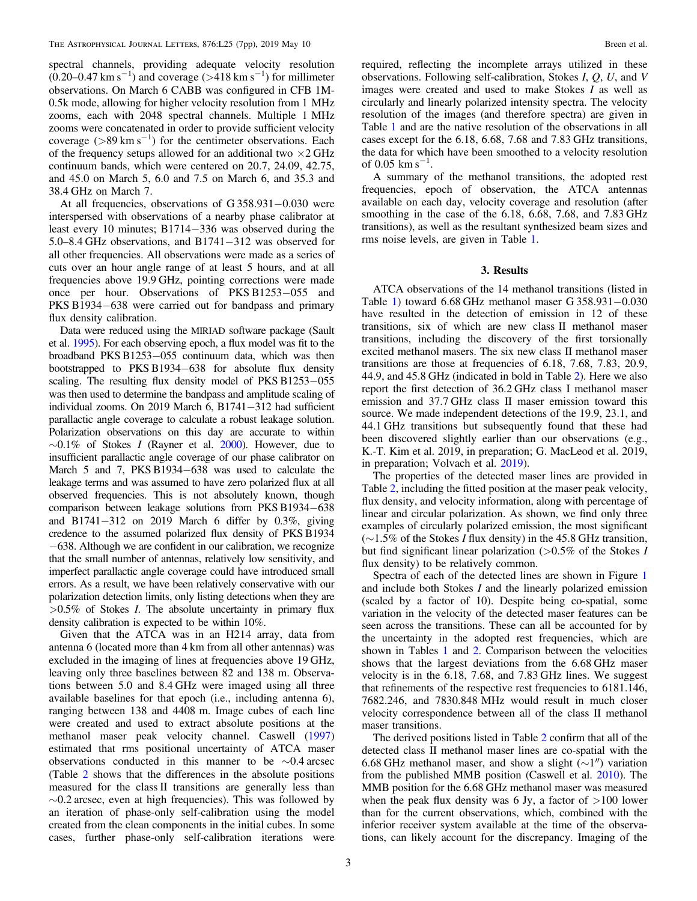spectral channels, providing adequate velocity resolution ($0.20$–$0.47 \text{ km s}^{-1}$) and coverage ($>418 \text{ km s}^{-1}$) for millimeter observations. On March 6 CABB was configured in CFB 1M-0.5k mode, allowing for higher velocity resolution from 1 MHz zooms, each with 2048 spectral channels. Multiple 1 MHz zooms were concatenated in order to provide sufficient velocity coverage ($>89 \text{ km s}^{-1}$) for the centimeter observations. Each of the frequency setups allowed for an additional two $\times 2$ GHz continuum bands, which were centered on 20.7, 24.09, 42.75, and 45.0 on March 5, 6.0 and 7.5 on March 6, and 35.3 and 38.4 GHz on March 7.

At all frequencies, observations of G 358.931−0.030 were interspersed with observations of a nearby phase calibrator at least every 10 minutes; B1714−336 was observed during the 5.0–8.4 GHz observations, and B1741−312 was observed for all other frequencies. All observations were made as a series of cuts over an hour angle range of at least 5 hours, and at all frequencies above 19.9 GHz, pointing corrections were made once per hour. Observations of PKS B1253−055 and PKS B1934−638 were carried out for bandpass and primary flux density calibration.

Data were reduced using the MIRIAD software package (Sault et al. 1995). For each observing epoch, a flux model was fit to the broadband PKS B1253−055 continuum data, which was then bootstrapped to PKS B1934−638 for absolute flux density scaling. The resulting flux density model of PKS B1253−055 was then used to determine the bandpass and amplitude scaling of individual zooms. On 2019 March 6, B1741−312 had sufficient parallactic angle coverage to calculate a robust leakage solution. Polarization observations on this day are accurate to within $\sim$0.1% of Stokes $I$ (Rayner et al. 2000). However, due to insufficient parallactic angle coverage of our phase calibrator on March 5 and 7, PKS B1934−638 was used to calculate the leakage terms and was assumed to have zero polarized flux at all observed frequencies. This is not absolutely known, though comparison between leakage solutions from PKS B1934−638 and B1741−312 on 2019 March 6 differ by 0.3%, giving credence to the assumed polarized flux density of PKS B1934−638. Although we are confident in our calibration, we recognize that the small number of antennas, relatively low sensitivity, and imperfect parallactic angle coverage could have introduced small errors. As a result, we have been relatively conservative with our polarization detection limits, only listing detections when they are $>$0.5% of Stokes $I$. The absolute uncertainty in primary flux density calibration is expected to be within 10%.

Given that the ATCA was in an H214 array, data from antenna 6 (located more than 4 km from all other antennas) was excluded in the imaging of lines at frequencies above 19 GHz, leaving only three baselines between 82 and 138 m. Observations between 5.0 and 8.4 GHz were imaged using all three available baselines for that epoch (i.e., including antenna 6), ranging between 138 and 4408 m. Image cubes of each line were created and used to extract absolute positions at the methanol maser peak velocity channel. Caswell (1997) estimated that rms positional uncertainty of ATCA maser observations conducted in this manner to be $\sim$0.4 arcsec (Table 2 shows that the differences in the absolute positions measured for the class II transitions are generally less than $\sim$0.2 arcsec, even at high frequencies). This was followed by an iteration of phase-only self-calibration using the model created from the clean components in the initial cubes. In some cases, further phase-only self-calibration iterations were required, reflecting the incomplete arrays utilized in these observations. Following self-calibration, Stokes $I$, $Q$, $U$, and $V$ images were created and used to make Stokes $I$ as well as circularly and linearly polarized intensity spectra. The velocity resolution of the images (and therefore spectra) are given in Table 1 and are the native resolution of the observations in all cases except for the 6.18, 6.68, 7.68 and 7.83 GHz transitions, the data for which have been smoothed to a velocity resolution of $0.05 \text{ km s}^{-1}$.

A summary of the methanol transitions, the adopted rest frequencies, epoch of observation, the ATCA antennas available on each day, velocity coverage and resolution (after smoothing in the case of the 6.18, 6.68, 7.68, and 7.83 GHz transitions), as well as the resultant synthesized beam sizes and rms noise levels, are given in Table 1.

## 3. Results

ATCA observations of the 14 methanol transitions (listed in Table 1) toward 6.68 GHz methanol maser G 358.931−0.030 have resulted in the detection of emission in 12 of these transitions, six of which are new class II methanol maser transitions, including the discovery of the first torsionally excited methanol masers. The six new class II methanol maser transitions are those at frequencies of 6.18, 7.68, 7.83, 20.9, 44.9, and 45.8 GHz (indicated in bold in Table 2). Here we also report the first detection of 36.2 GHz class I methanol maser emission and 37.7 GHz class II maser emission toward this source. We made independent detections of the 19.9, 23.1, and 44.1 GHz transitions but subsequently found that these had been discovered slightly earlier than our observations (e.g., K.-T. Kim et al. 2019, in preparation; G. MacLeod et al. 2019, in preparation; Volvach et al. 2019).

The properties of the detected maser lines are provided in Table 2, including the fitted position at the maser peak velocity, flux density, and velocity information, along with percentage of linear and circular polarization. As shown, we find only three examples of circularly polarized emission, the most significant ($\sim$1.5% of the Stokes $I$ flux density) in the 45.8 GHz transition, but find significant linear polarization ($>$0.5% of the Stokes $I$ flux density) to be relatively common.

Spectra of each of the detected lines are shown in Figure 1 and include both Stokes $I$ and the linearly polarized emission (scaled by a factor of 10). Despite being co-spatial, some variation in the velocity of the detected maser features can be seen across the transitions. These can all be accounted for by the uncertainty in the adopted rest frequencies, which are shown in Tables 1 and 2. Comparison between the velocities shows that the largest deviations from the 6.68 GHz maser velocity is in the 6.18, 7.68, and 7.83 GHz lines. We suggest that refinements of the respective rest frequencies to 6181.146, 7682.246, and 7830.848 MHz would result in much closer velocity correspondence between all of the class II methanol maser transitions.

The derived positions listed in Table 2 confirm that all of the detected class II methanol maser lines are co-spatial with the 6.68 GHz methanol maser, and show a slight ($\sim$1″) variation from the published MMB position (Caswell et al. 2010). The MMB position for the 6.68 GHz methanol maser was measured when the peak flux density was 6 Jy, a factor of $>$100 lower than for the current observations, which, combined with the inferior receiver system available at the time of the observations, can likely account for the discrepancy. Imaging of the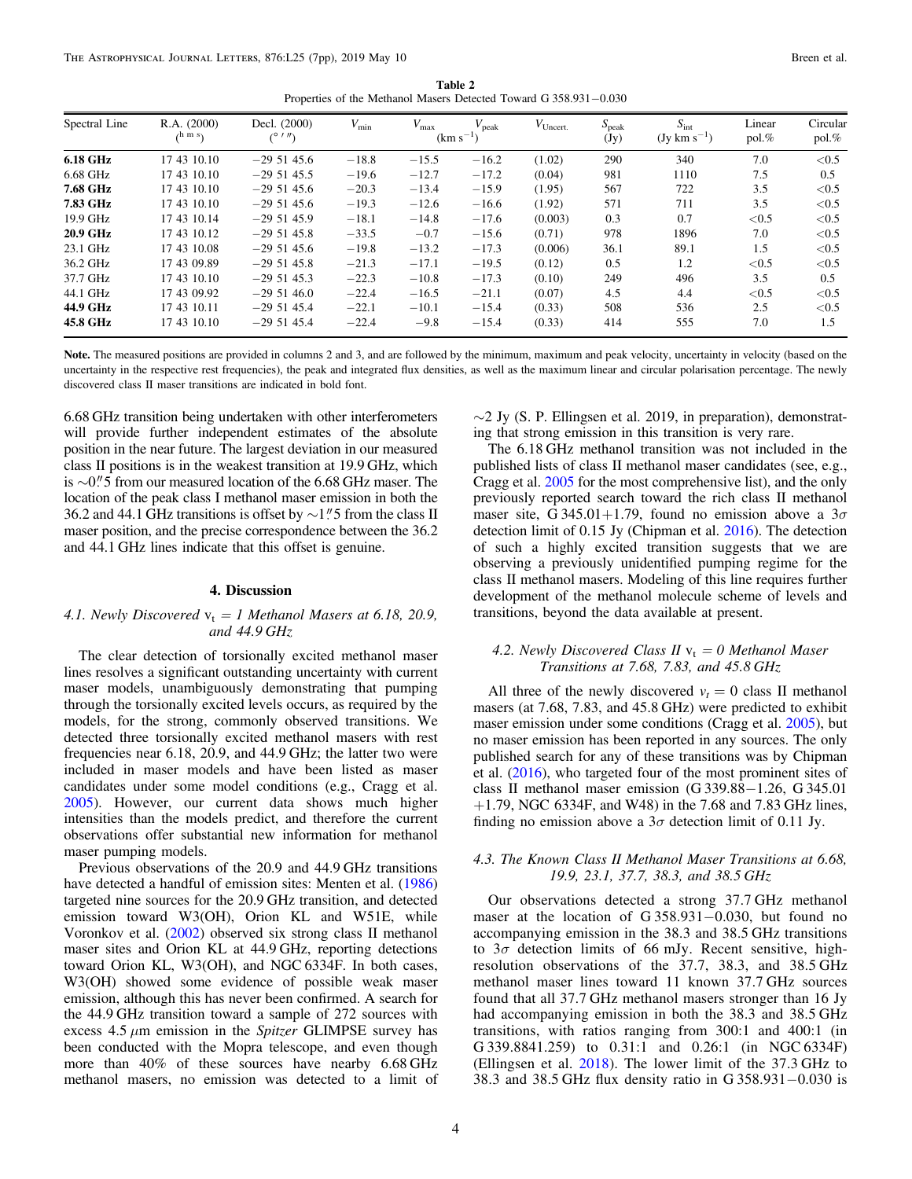**Table 2**
Properties of the Methanol Masers Detected Toward G 358.931−0.030

| Spectral Line | R.A. (2000) ($^{h\ m\ s}$) | Decl. (2000) ($^{\circ\ \prime\ \prime\prime}$) | $V_{\rm min}$ | $V_{\rm max}$ (km s$^{-1}$) | $V_{\rm peak}$ | $V_{\rm Uncert.}$ | $S_{\rm peak}$ (Jy) | $S_{\rm int}$ (Jy km s$^{-1}$) | Linear pol.% | Circular pol.% |
|---|---|---|---|---|---|---|---|---|---|---|
| **6.18 GHz** | 17 43 10.10 | −29 51 45.6 | −18.8 | −15.5 | −16.2 | (1.02) | 290 | 340 | 7.0 | <0.5 |
| 6.68 GHz | 17 43 10.10 | −29 51 45.5 | −19.6 | −12.7 | −17.2 | (0.04) | 981 | 1110 | 7.5 | 0.5 |
| **7.68 GHz** | 17 43 10.10 | −29 51 45.6 | −20.3 | −13.4 | −15.9 | (1.95) | 567 | 722 | 3.5 | <0.5 |
| **7.83 GHz** | 17 43 10.10 | −29 51 45.6 | −19.3 | −12.6 | −16.6 | (1.92) | 571 | 711 | 3.5 | <0.5 |
| 19.9 GHz | 17 43 10.14 | −29 51 45.9 | −18.1 | −14.8 | −17.6 | (0.003) | 0.3 | 0.7 | <0.5 | <0.5 |
| **20.9 GHz** | 17 43 10.12 | −29 51 45.8 | −33.5 | −0.7 | −15.6 | (0.71) | 978 | 1896 | 7.0 | <0.5 |
| 23.1 GHz | 17 43 10.08 | −29 51 45.6 | −19.8 | −13.2 | −17.3 | (0.006) | 36.1 | 89.1 | 1.5 | <0.5 |
| 36.2 GHz | 17 43 09.89 | −29 51 45.8 | −21.3 | −17.1 | −19.5 | (0.12) | 0.5 | 1.2 | <0.5 | <0.5 |
| 37.7 GHz | 17 43 10.10 | −29 51 45.3 | −22.3 | −10.8 | −17.3 | (0.10) | 249 | 496 | 3.5 | 0.5 |
| 44.1 GHz | 17 43 09.92 | −29 51 46.0 | −22.4 | −16.5 | −21.1 | (0.07) | 4.5 | 4.4 | <0.5 | <0.5 |
| **44.9 GHz** | 17 43 10.11 | −29 51 45.4 | −22.1 | −10.1 | −15.4 | (0.33) | 508 | 536 | 2.5 | <0.5 |
| **45.8 GHz** | 17 43 10.10 | −29 51 45.4 | −22.4 | −9.8 | −15.4 | (0.33) | 414 | 555 | 7.0 | 1.5 |

**Note.** The measured positions are provided in columns 2 and 3, and are followed by the minimum, maximum and peak velocity, uncertainty in velocity (based on the uncertainty in the respective rest frequencies), the peak and integrated flux densities, as well as the maximum linear and circular polarisation percentage. The newly discovered class II maser transitions are indicated in bold font.

6.68 GHz transition being undertaken with other interferometers will provide further independent estimates of the absolute position in the near future. The largest deviation in our measured class II positions is in the weakest transition at 19.9 GHz, which is ∼0.″5 from our measured location of the 6.68 GHz maser. The location of the peak class I methanol maser emission in both the 36.2 and 44.1 GHz transitions is offset by ∼1.″5 from the class II maser position, and the precise correspondence between the 36.2 and 44.1 GHz lines indicate that this offset is genuine.

## 4. Discussion

### 4.1. Newly Discovered $v_t = 1$ Methanol Masers at 6.18, 20.9, and 44.9 GHz

The clear detection of torsionally excited methanol maser lines resolves a significant outstanding uncertainty with current maser models, unambiguously demonstrating that pumping through the torsionally excited levels occurs, as required by the models, for the strong, commonly observed transitions. We detected three torsionally excited methanol masers with rest frequencies near 6.18, 20.9, and 44.9 GHz; the latter two were included in maser models and have been listed as maser candidates under some model conditions (e.g., Cragg et al. 2005). However, our current data shows much higher intensities than the models predict, and therefore the current observations offer substantial new information for methanol maser pumping models.

Previous observations of the 20.9 and 44.9 GHz transitions have detected a handful of emission sites: Menten et al. (1986) targeted nine sources for the 20.9 GHz transition, and detected emission toward W3(OH), Orion KL and W51E, while Voronkov et al. (2002) observed six strong class II methanol maser sites and Orion KL at 44.9 GHz, reporting detections toward Orion KL, W3(OH), and NGC 6334F. In both cases, W3(OH) showed some evidence of possible weak maser emission, although this has never been confirmed. A search for the 44.9 GHz transition toward a sample of 272 sources with excess 4.5 $\mu$m emission in the *Spitzer* GLIMPSE survey has been conducted with the Mopra telescope, and even though more than 40% of these sources have nearby 6.68 GHz methanol masers, no emission was detected to a limit of ∼2 Jy (S. P. Ellingsen et al. 2019, in preparation), demonstrating that strong emission in this transition is very rare.

The 6.18 GHz methanol transition was not included in the published lists of class II methanol maser candidates (see, e.g., Cragg et al. 2005 for the most comprehensive list), and the only previously reported search toward the rich class II methanol maser site, G 345.01+1.79, found no emission above a 3$\sigma$ detection limit of 0.15 Jy (Chipman et al. 2016). The detection of such a highly excited transition suggests that we are observing a previously unidentified pumping regime for the class II methanol masers. Modeling of this line requires further development of the methanol molecule scheme of levels and transitions, beyond the data available at present.

### 4.2. Newly Discovered Class II $v_t = 0$ Methanol Maser Transitions at 7.68, 7.83, and 45.8 GHz

All three of the newly discovered $v_t = 0$ class II methanol masers (at 7.68, 7.83, and 45.8 GHz) were predicted to exhibit maser emission under some conditions (Cragg et al. 2005), but no maser emission has been reported in any sources. The only published search for any of these transitions was by Chipman et al. (2016), who targeted four of the most prominent sites of class II methanol maser emission (G 339.88−1.26, G 345.01+1.79, NGC 6334F, and W48) in the 7.68 and 7.83 GHz lines, finding no emission above a 3$\sigma$ detection limit of 0.11 Jy.

### 4.3. The Known Class II Methanol Maser Transitions at 6.68, 19.9, 23.1, 37.7, 38.3, and 38.5 GHz

Our observations detected a strong 37.7 GHz methanol maser at the location of G 358.931−0.030, but found no accompanying emission in the 38.3 and 38.5 GHz transitions to 3$\sigma$ detection limits of 66 mJy. Recent sensitive, high-resolution observations of the 37.7, 38.3, and 38.5 GHz methanol maser lines toward 11 known 37.7 GHz sources found that all 37.7 GHz methanol masers stronger than 16 Jy had accompanying emission in both the 38.3 and 38.5 GHz transitions, with ratios ranging from 300:1 and 400:1 (in G 339.8841.259) to 0.31:1 and 0.26:1 (in NGC 6334F) (Ellingsen et al. 2018). The lower limit of the 37.3 GHz to 38.3 and 38.5 GHz flux density ratio in G 358.931−0.030 is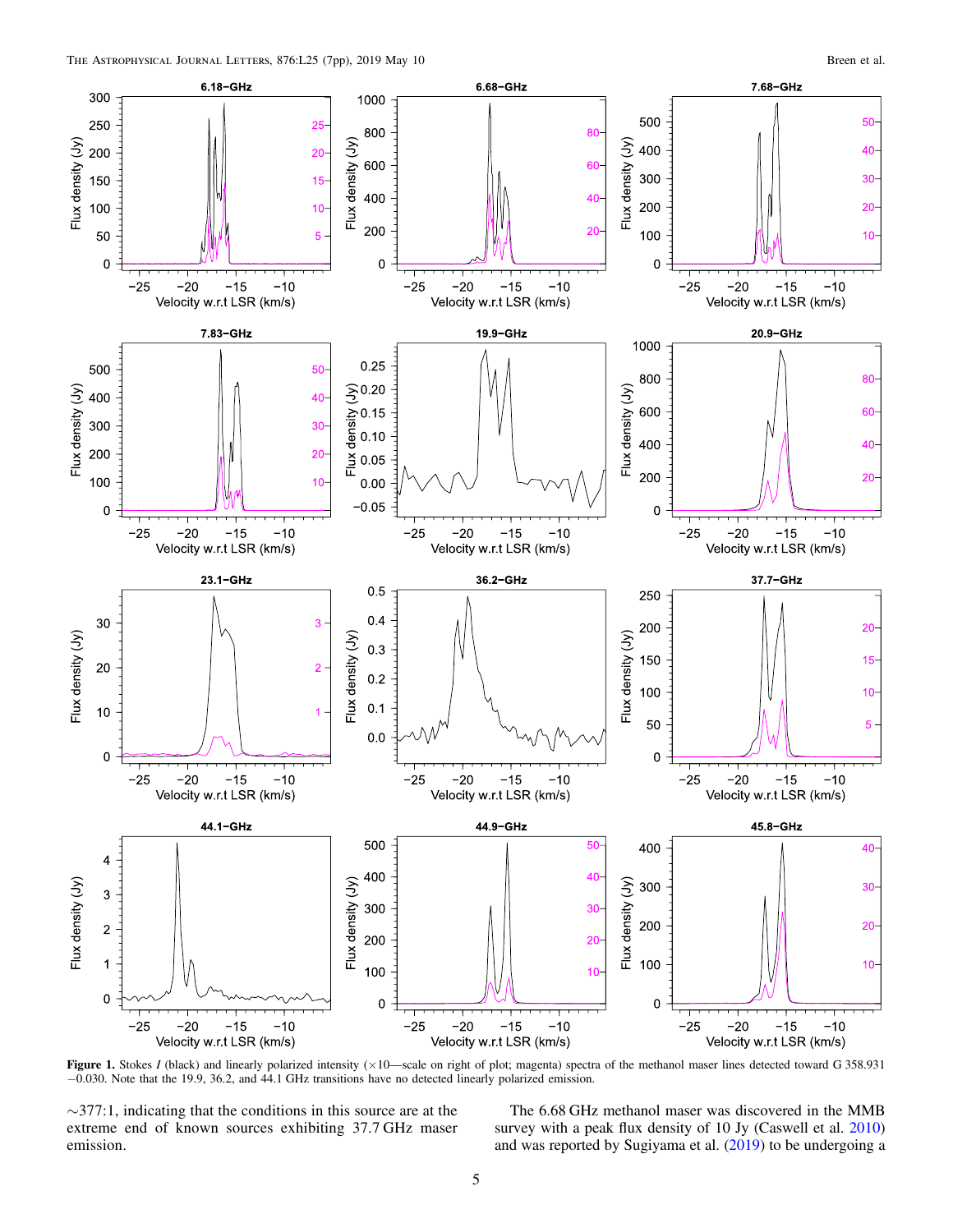**Figure 1.** Stokes *I* (black) and linearly polarized intensity (×10—scale on right of plot; magenta) spectra of the methanol maser lines detected toward G 358.931 −0.030. Note that the 19.9, 36.2, and 44.1 GHz transitions have no detected linearly polarized emission.

~377:1, indicating that the conditions in this source are at the extreme end of known sources exhibiting 37.7 GHz maser emission.

The 6.68 GHz methanol maser was discovered in the MMB survey with a peak flux density of 10 Jy (Caswell et al. 2010) and was reported by Sugiyama et al. (2019) to be undergoing a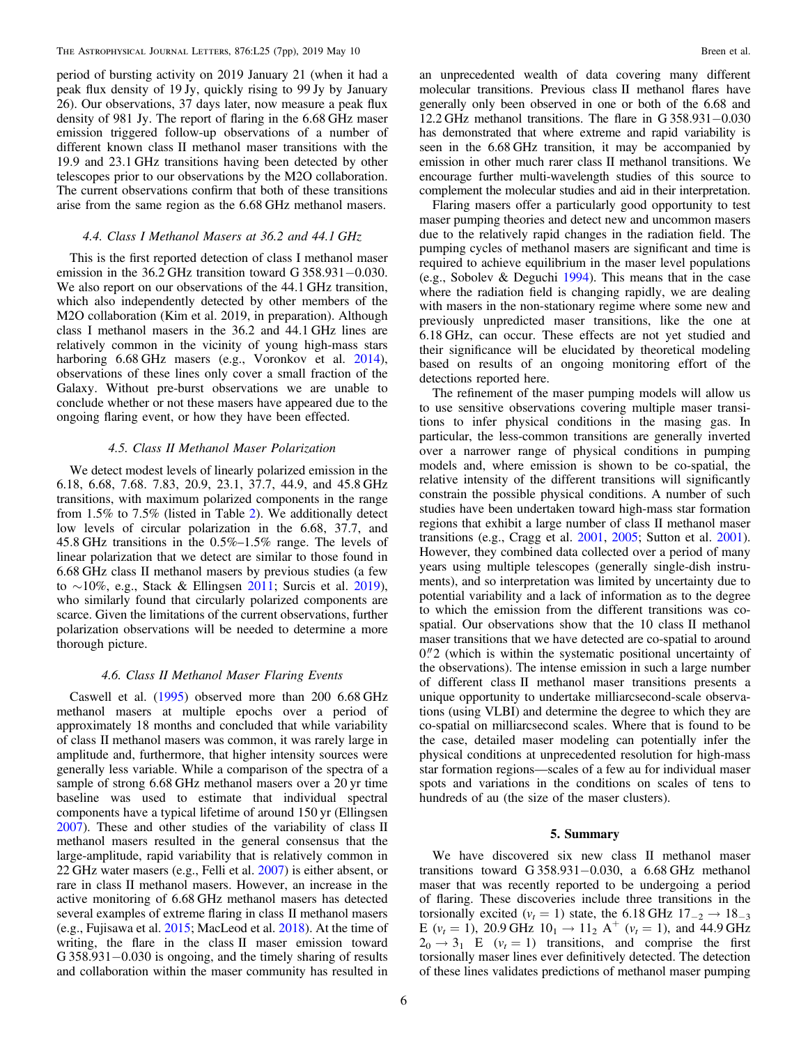period of bursting activity on 2019 January 21 (when it had a peak flux density of 19 Jy, quickly rising to 99 Jy by January 26). Our observations, 37 days later, now measure a peak flux density of 981 Jy. The report of flaring in the 6.68 GHz maser emission triggered follow-up observations of a number of different known class II methanol maser transitions with the 19.9 and 23.1 GHz transitions having been detected by other telescopes prior to our observations by the M2O collaboration. The current observations confirm that both of these transitions arise from the same region as the 6.68 GHz methanol masers.

### 4.4. Class I Methanol Masers at 36.2 and 44.1 GHz

This is the first reported detection of class I methanol maser emission in the 36.2 GHz transition toward G 358.931−0.030. We also report on our observations of the 44.1 GHz transition, which also independently detected by other members of the M2O collaboration (Kim et al. 2019, in preparation). Although class I methanol masers in the 36.2 and 44.1 GHz lines are relatively common in the vicinity of young high-mass stars harboring 6.68 GHz masers (e.g., Voronkov et al. 2014), observations of these lines only cover a small fraction of the Galaxy. Without pre-burst observations we are unable to conclude whether or not these masers have appeared due to the ongoing flaring event, or how they have been effected.

### 4.5. Class II Methanol Maser Polarization

We detect modest levels of linearly polarized emission in the 6.18, 6.68, 7.68. 7.83, 20.9, 23.1, 37.7, 44.9, and 45.8 GHz transitions, with maximum polarized components in the range from 1.5% to 7.5% (listed in Table 2). We additionally detect low levels of circular polarization in the 6.68, 37.7, and 45.8 GHz transitions in the 0.5%–1.5% range. The levels of linear polarization that we detect are similar to those found in 6.68 GHz class II methanol masers by previous studies (a few to ∼10%, e.g., Stack & Ellingsen 2011; Surcis et al. 2019), who similarly found that circularly polarized components are scarce. Given the limitations of the current observations, further polarization observations will be needed to determine a more thorough picture.

### 4.6. Class II Methanol Maser Flaring Events

Caswell et al. (1995) observed more than 200 6.68 GHz methanol masers at multiple epochs over a period of approximately 18 months and concluded that while variability of class II methanol masers was common, it was rarely large in amplitude and, furthermore, that higher intensity sources were generally less variable. While a comparison of the spectra of a sample of strong 6.68 GHz methanol masers over a 20 yr time baseline was used to estimate that individual spectral components have a typical lifetime of around 150 yr (Ellingsen 2007). These and other studies of the variability of class II methanol masers resulted in the general consensus that the large-amplitude, rapid variability that is relatively common in 22 GHz water masers (e.g., Felli et al. 2007) is either absent, or rare in class II methanol masers. However, an increase in the active monitoring of 6.68 GHz methanol masers has detected several examples of extreme flaring in class II methanol masers (e.g., Fujisawa et al. 2015; MacLeod et al. 2018). At the time of writing, the flare in the class II maser emission toward G 358.931−0.030 is ongoing, and the timely sharing of results and collaboration within the maser community has resulted in an unprecedented wealth of data covering many different molecular transitions. Previous class II methanol flares have generally only been observed in one or both of the 6.68 and 12.2 GHz methanol transitions. The flare in G 358.931−0.030 has demonstrated that where extreme and rapid variability is seen in the 6.68 GHz transition, it may be accompanied by emission in other much rarer class II methanol transitions. We encourage further multi-wavelength studies of this source to complement the molecular studies and aid in their interpretation.

Flaring masers offer a particularly good opportunity to test maser pumping theories and detect new and uncommon masers due to the relatively rapid changes in the radiation field. The pumping cycles of methanol masers are significant and time is required to achieve equilibrium in the maser level populations (e.g., Sobolev & Deguchi 1994). This means that in the case where the radiation field is changing rapidly, we are dealing with masers in the non-stationary regime where some new and previously unpredicted maser transitions, like the one at 6.18 GHz, can occur. These effects are not yet studied and their significance will be elucidated by theoretical modeling based on results of an ongoing monitoring effort of the detections reported here.

The refinement of the maser pumping models will allow us to use sensitive observations covering multiple maser transitions to infer physical conditions in the masing gas. In particular, the less-common transitions are generally inverted over a narrower range of physical conditions in pumping models and, where emission is shown to be co-spatial, the relative intensity of the different transitions will significantly constrain the possible physical conditions. A number of such studies have been undertaken toward high-mass star formation regions that exhibit a large number of class II methanol maser transitions (e.g., Cragg et al. 2001, 2005; Sutton et al. 2001). However, they combined data collected over a period of many years using multiple telescopes (generally single-dish instruments), and so interpretation was limited by uncertainty due to potential variability and a lack of information as to the degree to which the emission from the different transitions was co-spatial. Our observations show that the 10 class II methanol maser transitions that we have detected are co-spatial to around 0.″2 (which is within the systematic positional uncertainty of the observations). The intense emission in such a large number of different class II methanol maser transitions presents a unique opportunity to undertake milliarcsecond-scale observations (using VLBI) and determine the degree to which they are co-spatial on milliarcsecond scales. Where that is found to be the case, detailed maser modeling can potentially infer the physical conditions at unprecedented resolution for high-mass star formation regions—scales of a few au for individual maser spots and variations in the conditions on scales of tens to hundreds of au (the size of the maser clusters).

## 5. Summary

We have discovered six new class II methanol maser transitions toward G 358.931−0.030, a 6.68 GHz methanol maser that was recently reported to be undergoing a period of flaring. These discoveries include three transitions in the torsionally excited ($v_t = 1$) state, the 6.18 GHz $17_{-2} \rightarrow 18_{-3}$ E ($v_t = 1$), 20.9 GHz $10_1 \rightarrow 11_2$ $A^+$ ($v_t = 1$), and 44.9 GHz $2_0 \rightarrow 3_1$ E ($v_t = 1$) transitions, and comprise the first torsionally maser lines ever definitively detected. The detection of these lines validates predictions of methanol maser pumping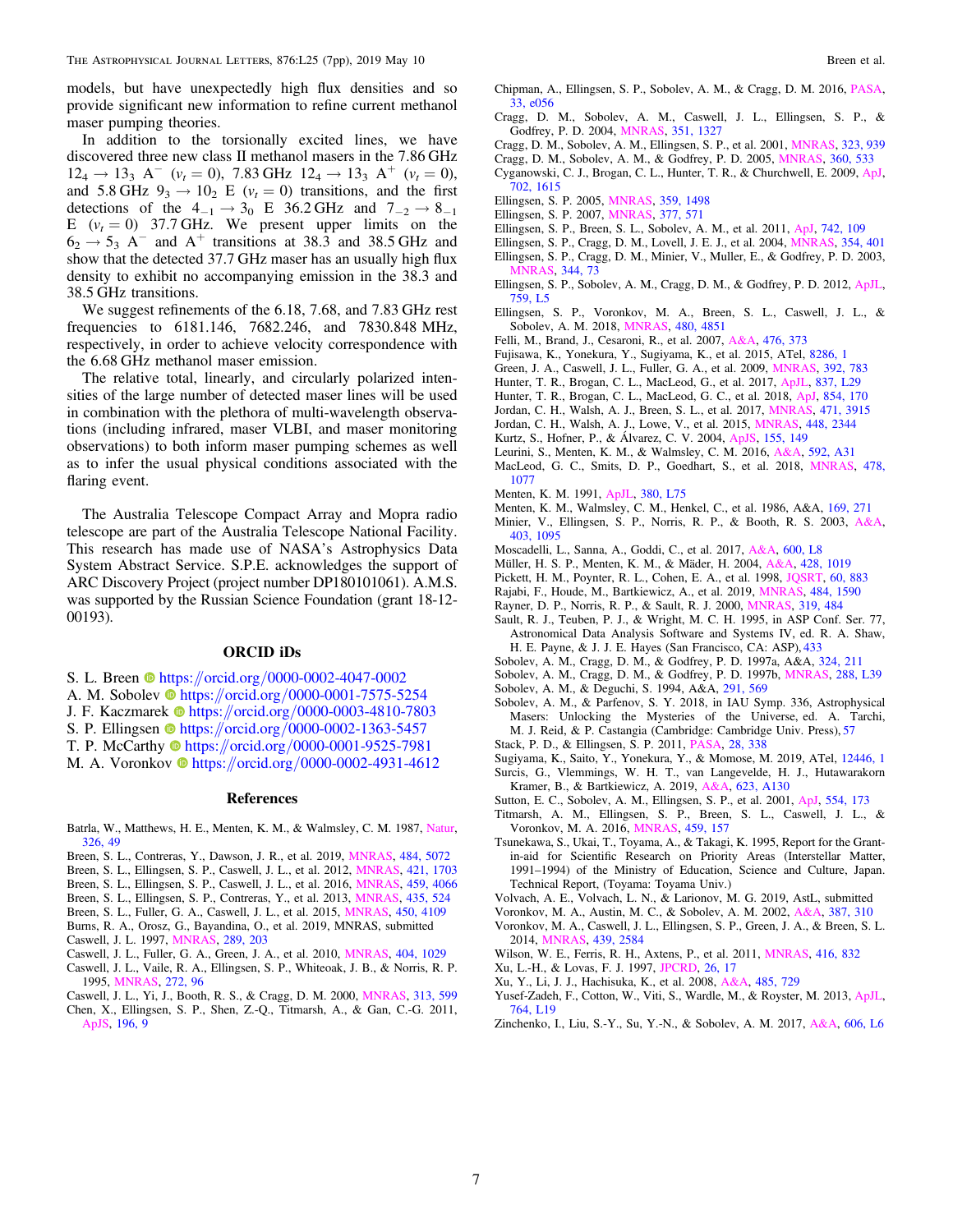models, but have unexpectedly high flux densities and so provide significant new information to refine current methanol maser pumping theories.

In addition to the torsionally excited lines, we have discovered three new class II methanol masers in the 7.86 GHz $12_4 \rightarrow 13_3$ A$^-$ ($v_t = 0$), 7.83 GHz $12_4 \rightarrow 13_3$ A$^+$ ($v_t = 0$), and 5.8 GHz $9_3 \rightarrow 10_2$ E ($v_t = 0$) transitions, and the first detections of the $4_{-1} \rightarrow 3_0$ E 36.2 GHz and $7_{-2} \rightarrow 8_{-1}$ E ($v_t = 0$) 37.7 GHz. We present upper limits on the $6_2 \rightarrow 5_3$ A$^-$ and A$^+$ transitions at 38.3 and 38.5 GHz and show that the detected 37.7 GHz maser has an usually high flux density to exhibit no accompanying emission in the 38.3 and 38.5 GHz transitions.

We suggest refinements of the 6.18, 7.68, and 7.83 GHz rest frequencies to 6181.146, 7682.246, and 7830.848 MHz, respectively, in order to achieve velocity correspondence with the 6.68 GHz methanol maser emission.

The relative total, linearly, and circularly polarized intensities of the large number of detected maser lines will be used in combination with the plethora of multi-wavelength observations (including infrared, maser VLBI, and maser monitoring observations) to both inform maser pumping schemes as well as to infer the usual physical conditions associated with the flaring event.

The Australia Telescope Compact Array and Mopra radio telescope are part of the Australia Telescope National Facility. This research has made use of NASA's Astrophysics Data System Abstract Service. S.P.E. acknowledges the support of ARC Discovery Project (project number DP180101061). A.M.S. was supported by the Russian Science Foundation (grant 18-12-00193).

## ORCID iDs

S. L. Breen https://orcid.org/0000-0002-4047-0002
A. M. Sobolev https://orcid.org/0000-0001-7575-5254
J. F. Kaczmarek https://orcid.org/0000-0003-4810-7803
S. P. Ellingsen https://orcid.org/0000-0002-1363-5457
T. P. McCarthy https://orcid.org/0000-0001-9525-7981
M. A. Voronkov https://orcid.org/0000-0002-4931-4612

## References

Batrla, W., Matthews, H. E., Menten, K. M., & Walmsley, C. M. 1987, Natur, 326, 49
Breen, S. L., Contreras, Y., Dawson, J. R., et al. 2019, MNRAS, 484, 5072
Breen, S. L., Ellingsen, S. P., Caswell, J. L., et al. 2012, MNRAS, 421, 1703
Breen, S. L., Ellingsen, S. P., Caswell, J. L., et al. 2016, MNRAS, 459, 4066
Breen, S. L., Ellingsen, S. P., Contreras, Y., et al. 2013, MNRAS, 435, 524
Breen, S. L., Fuller, G. A., Caswell, J. L., et al. 2015, MNRAS, 450, 4109
Burns, R. A., Orosz, G., Bayandina, O., et al. 2019, MNRAS, submitted
Caswell, J. L. 1997, MNRAS, 289, 203
Caswell, J. L., Fuller, G. A., Green, J. A., et al. 2010, MNRAS, 404, 1029
Caswell, J. L., Vaile, R. A., Ellingsen, S. P., Whiteoak, J. B., & Norris, R. P. 1995, MNRAS, 272, 96
Caswell, J. L., Yi, J., Booth, R. S., & Cragg, D. M. 2000, MNRAS, 313, 599
Chen, X., Ellingsen, S. P., Shen, Z.-Q., Titmarsh, A., & Gan, C.-G. 2011, ApJS, 196, 9
Chipman, A., Ellingsen, S. P., Sobolev, A. M., & Cragg, D. M. 2016, PASA, 33, e056
Cragg, D. M., Sobolev, A. M., Caswell, J. L., Ellingsen, S. P., & Godfrey, P. D. 2004, MNRAS, 351, 1327
Cragg, D. M., Sobolev, A. M., Ellingsen, S. P., et al. 2001, MNRAS, 323, 939
Cragg, D. M., Sobolev, A. M., & Godfrey, P. D. 2005, MNRAS, 360, 533
Cyganowski, C. J., Brogan, C. L., Hunter, T. R., & Churchwell, E. 2009, ApJ, 702, 1615
Ellingsen, S. P. 2005, MNRAS, 359, 1498
Ellingsen, S. P. 2007, MNRAS, 377, 571
Ellingsen, S. P., Breen, S. L., Sobolev, A. M., et al. 2011, ApJ, 742, 109
Ellingsen, S. P., Cragg, D. M., Lovell, J. E. J., et al. 2004, MNRAS, 354, 401
Ellingsen, S. P., Cragg, D. M., Minier, V., Muller, E., & Godfrey, P. D. 2003, MNRAS, 344, 73
Ellingsen, S. P., Sobolev, A. M., Cragg, D. M., & Godfrey, P. D. 2012, ApJL, 759, L5
Ellingsen, S. P., Voronkov, M. A., Breen, S. L., Caswell, J. L., & Sobolev, A. M. 2018, MNRAS, 480, 4851
Felli, M., Brand, J., Cesaroni, R., et al. 2007, A&A, 476, 373
Fujisawa, K., Yonekura, Y., Sugiyama, K., et al. 2015, ATel, 8286, 1
Green, J. A., Caswell, J. L., Fuller, G. A., et al. 2009, MNRAS, 392, 783
Hunter, T. R., Brogan, C. L., MacLeod, G., et al. 2017, ApJL, 837, L29
Hunter, T. R., Brogan, C. L., MacLeod, G. C., et al. 2018, ApJ, 854, 170
Jordan, C. H., Walsh, A. J., Breen, S. L., et al. 2017, MNRAS, 471, 3915
Jordan, C. H., Walsh, A. J., Lowe, V., et al. 2015, MNRAS, 448, 2344
Kurtz, S., Hofner, P., & Álvarez, C. V. 2004, ApJS, 155, 149
Leurini, S., Menten, K. M., & Walmsley, C. M. 2016, A&A, 592, A31
MacLeod, G. C., Smits, D. P., Goedhart, S., et al. 2018, MNRAS, 478, 1077
Menten, K. M. 1991, ApJL, 380, L75
Menten, K. M., Walmsley, C. M., Henkel, C., et al. 1986, A&A, 169, 271
Minier, V., Ellingsen, S. P., Norris, R. P., & Booth, R. S. 2003, A&A, 403, 1095
Moscadelli, L., Sanna, A., Goddi, C., et al. 2017, A&A, 600, L8
Müller, H. S. P., Menten, K. M., & Mäder, H. 2004, A&A, 428, 1019
Pickett, H. M., Poynter, R. L., Cohen, E. A., et al. 1998, JQSRT, 60, 883
Rajabi, F., Houde, M., Bartkiewicz, A., et al. 2019, MNRAS, 484, 1590
Rayner, D. P., Norris, R. P., & Sault, R. J. 2000, MNRAS, 319, 484
Sault, R. J., Teuben, P. J., & Wright, M. C. H. 1995, in ASP Conf. Ser. 77, Astronomical Data Analysis Software and Systems IV, ed. R. A. Shaw, H. E. Payne, & J. J. E. Hayes (San Francisco, CA: ASP), 433
Sobolev, A. M., Cragg, D. M., & Godfrey, P. D. 1997a, A&A, 324, 211
Sobolev, A. M., Cragg, D. M., & Godfrey, P. D. 1997b, MNRAS, 288, L39
Sobolev, A. M., & Deguchi, S. 1994, A&A, 291, 569
Sobolev, A. M., & Parfenov, S. Y. 2018, in IAU Symp. 336, Astrophysical Masers: Unlocking the Mysteries of the Universe, ed. A. Tarchi, M. J. Reid, & P. Castangia (Cambridge: Cambridge Univ. Press), 57
Stack, P. D., & Ellingsen, S. P. 2011, PASA, 28, 338
Sugiyama, K., Saito, Y., Yonekura, Y., & Momose, M. 2019, ATel, 12446, 1
Surcis, G., Vlemmings, W. H. T., van Langevelde, H. J., Hutawarakorn Kramer, B., & Bartkiewicz, A. 2019, A&A, 623, A130
Sutton, E. C., Sobolev, A. M., Ellingsen, S. P., et al. 2001, ApJ, 554, 173
Titmarsh, A. M., Ellingsen, S. P., Breen, S. L., Caswell, J. L., & Voronkov, M. A. 2016, MNRAS, 459, 157
Tsunekawa, S., Ukai, T., Toyama, A., & Takagi, K. 1995, Report for the Grant-in-aid for Scientific Research on Priority Areas (Interstellar Matter, 1991–1994) of the Ministry of Education, Science and Culture, Japan. Technical Report, (Toyama: Toyama Univ.)
Volvach, A. E., Volvach, L. N., & Larionov, M. G. 2019, AstL, submitted
Voronkov, M. A., Austin, M. C., & Sobolev, A. M. 2002, A&A, 387, 310
Voronkov, M. A., Caswell, J. L., Ellingsen, S. P., Green, J. A., & Breen, S. L. 2014, MNRAS, 439, 2584
Wilson, W. E., Ferris, R. H., Axtens, P., et al. 2011, MNRAS, 416, 832
Xu, L.-H., & Lovas, F. J. 1997, JPCRD, 26, 17
Xu, Y., Li, J. J., Hachisuka, K., et al. 2008, A&A, 485, 729
Yusef-Zadeh, F., Cotton, W., Viti, S., Wardle, M., & Royster, M. 2013, ApJL, 764, L19
Zinchenko, I., Liu, S.-Y., Su, Y.-N., & Sobolev, A. M. 2017, A&A, 606, L6